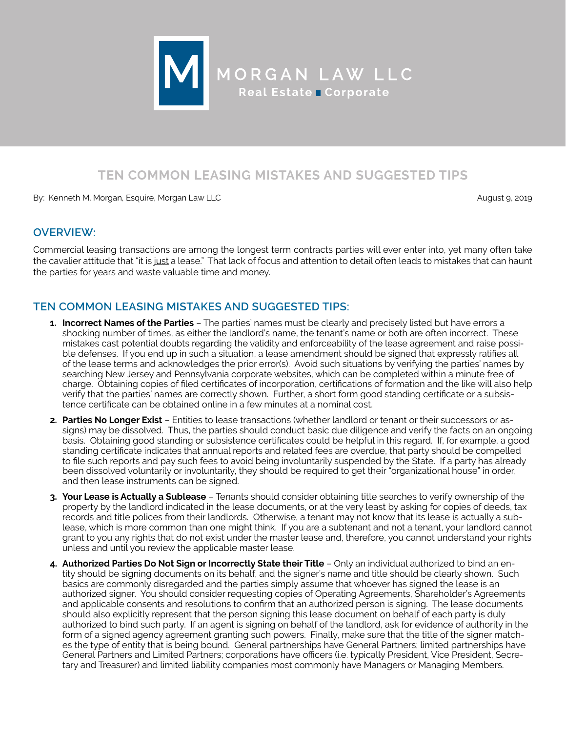# MORGAN LAW LLC

**Real Estate ■ Corporate**

## TEN COMMON LEASING MISTAKES AND SUGGESTED TIPS

By: Kenneth M. Morgan, Esquire, Morgan Law LLC August 9, 2019

### OVERVIEW:

Commercial leasing transactions are among the longest term contracts parties will ever enter into, yet many often take the cavalier attitude that "it is just a lease." That lack of focus and attention to detail often leads to mistakes that can haunt the parties for years and waste valuable time and money.

### TEN COMMON LEASING MISTAKES AND SUGGESTED TIPS:

1. **Incorrect Names of the Parties** – The parties' names must be clearly and precisely listed but have errors a shocking number of times, as either the landlord's name, the tenant's name or both are often incorrect. These mistakes cast potential doubts regarding the validity and enforceability of the lease agreement and raise possible defenses. If you end up in such a situation, a lease amendment should be signed that expressly ratifies all of the lease terms and acknowledges the prior error(s). Avoid such situations by verifying the parties' names by searching New Jersey and Pennsylvania corporate websites, which can be completed within a minute free of charge. Obtaining copies of filed certificates of incorporation, certifications of formation and the like will also help verify that the parties' names are correctly shown. Further, a short form good standing certificate or a subsistence certificate can be obtained online in a few minutes at a nominal cost.

2. **Parties No Longer Exist** – Entities to lease transactions (whether landlord or tenant or their successors or assigns) may be dissolved. Thus, the parties should conduct basic due diligence and verify the facts on an ongoing basis. Obtaining good standing or subsistence certificates could be helpful in this regard. If, for example, a good standing certificate indicates that annual reports and related fees are overdue, that party should be compelled to file such reports and pay such fees to avoid being involuntarily suspended by the State. If a party has already been dissolved voluntarily or involuntarily, they should be required to get their "organizational house" in order, and then lease instruments can be signed.

3. **Your Lease is Actually a Sublease** – Tenants should consider obtaining title searches to verify ownership of the property by the landlord indicated in the lease documents, or at the very least by asking for copies of deeds, tax records and title polices from their landlords. Otherwise, a tenant may not know that its lease is actually a sublease, which is more common than one might think. If you are a subtenant and not a tenant, your landlord cannot grant to you any rights that do not exist under the master lease and, therefore, you cannot understand your rights unless and until you review the applicable master lease.

4. **Authorized Parties Do Not Sign or Incorrectly State their Title** – Only an individual authorized to bind an entity should be signing documents on its behalf, and the signer's name and title should be clearly shown. Such basics are commonly disregarded and the parties simply assume that whoever has signed the lease is an authorized signer. You should consider requesting copies of Operating Agreements, Shareholder's Agreements and applicable consents and resolutions to confirm that an authorized person is signing. The lease documents should also explicitly represent that the person signing this lease document on behalf of each party is duly authorized to bind such party. If an agent is signing on behalf of the landlord, ask for evidence of authority in the form of a signed agency agreement granting such powers. Finally, make sure that the title of the signer matches the type of entity that is being bound. General partnerships have General Partners; limited partnerships have General Partners and Limited Partners; corporations have officers (i.e. typically President, Vice President, Secretary and Treasurer) and limited liability companies most commonly have Managers or Managing Members.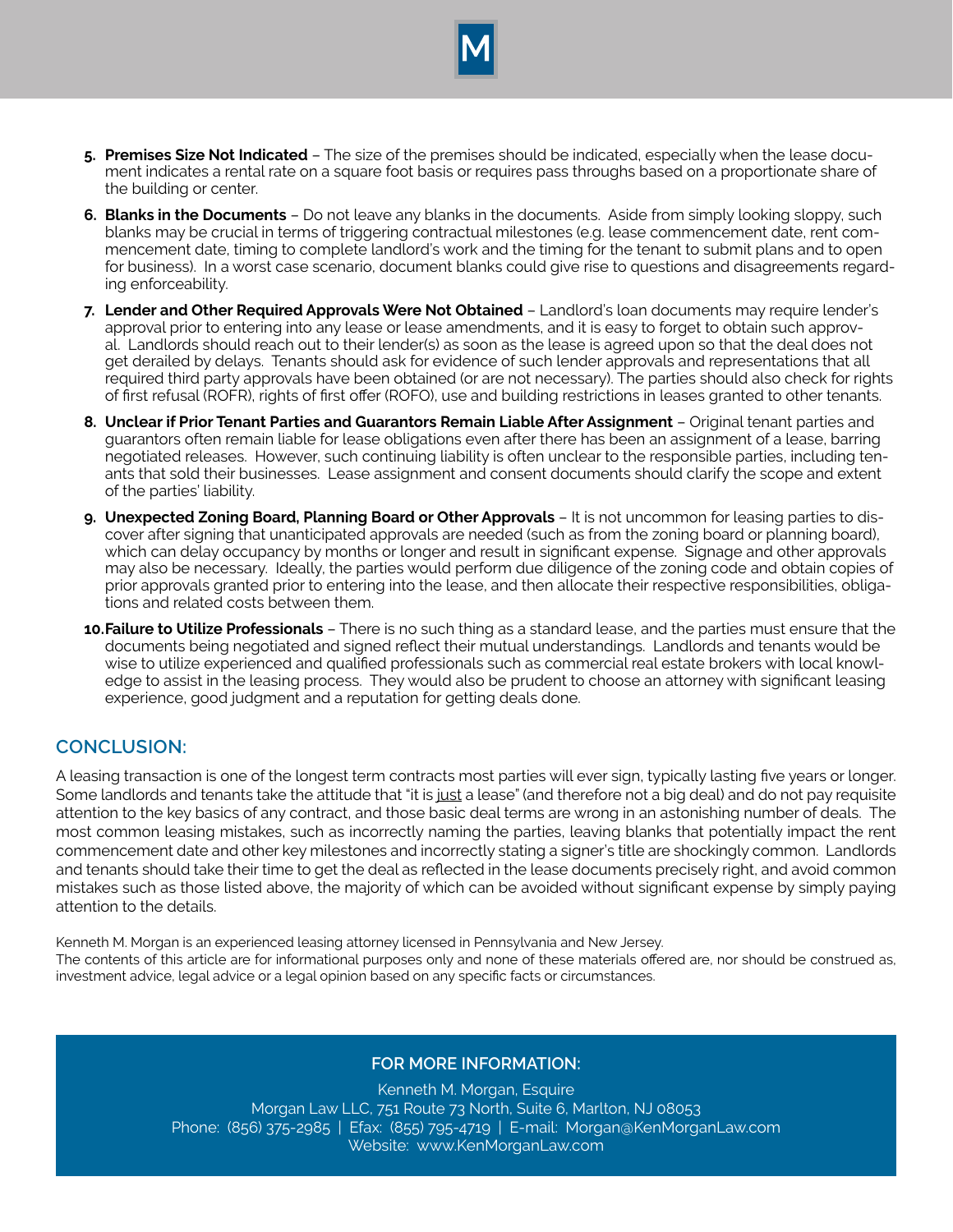5. **Premises Size Not Indicated** – The size of the premises should be indicated, especially when the lease document indicates a rental rate on a square foot basis or requires pass throughs based on a proportionate share of the building or center.

6. **Blanks in the Documents** – Do not leave any blanks in the documents. Aside from simply looking sloppy, such blanks may be crucial in terms of triggering contractual milestones (e.g. lease commencement date, rent commencement date, timing to complete landlord's work and the timing for the tenant to submit plans and to open for business). In a worst case scenario, document blanks could give rise to questions and disagreements regarding enforceability.

7. **Lender and Other Required Approvals Were Not Obtained** – Landlord's loan documents may require lender's approval prior to entering into any lease or lease amendments, and it is easy to forget to obtain such approval. Landlords should reach out to their lender(s) as soon as the lease is agreed upon so that the deal does not get derailed by delays. Tenants should ask for evidence of such lender approvals and representations that all required third party approvals have been obtained (or are not necessary). The parties should also check for rights of first refusal (ROFR), rights of first offer (ROFO), use and building restrictions in leases granted to other tenants.

8. **Unclear if Prior Tenant Parties and Guarantors Remain Liable After Assignment** – Original tenant parties and guarantors often remain liable for lease obligations even after there has been an assignment of a lease, barring negotiated releases. However, such continuing liability is often unclear to the responsible parties, including tenants that sold their businesses. Lease assignment and consent documents should clarify the scope and extent of the parties' liability.

9. **Unexpected Zoning Board, Planning Board or Other Approvals** – It is not uncommon for leasing parties to discover after signing that unanticipated approvals are needed (such as from the zoning board or planning board), which can delay occupancy by months or longer and result in significant expense. Signage and other approvals may also be necessary. Ideally, the parties would perform due diligence of the zoning code and obtain copies of prior approvals granted prior to entering into the lease, and then allocate their respective responsibilities, obligations and related costs between them.

10. **Failure to Utilize Professionals** – There is no such thing as a standard lease, and the parties must ensure that the documents being negotiated and signed reflect their mutual understandings. Landlords and tenants would be wise to utilize experienced and qualified professionals such as commercial real estate brokers with local knowledge to assist in the leasing process. They would also be prudent to choose an attorney with significant leasing experience, good judgment and a reputation for getting deals done.

## CONCLUSION:

A leasing transaction is one of the longest term contracts most parties will ever sign, typically lasting five years or longer. Some landlords and tenants take the attitude that "it is <u>just</u> a lease" (and therefore not a big deal) and do not pay requisite attention to the key basics of any contract, and those basic deal terms are wrong in an astonishing number of deals. The most common leasing mistakes, such as incorrectly naming the parties, leaving blanks that potentially impact the rent commencement date and other key milestones and incorrectly stating a signer's title are shockingly common. Landlords and tenants should take their time to get the deal as reflected in the lease documents precisely right, and avoid common mistakes such as those listed above, the majority of which can be avoided without significant expense by simply paying attention to the details.

Kenneth M. Morgan is an experienced leasing attorney licensed in Pennsylvania and New Jersey.
The contents of this article are for informational purposes only and none of these materials offered are, nor should be construed as, investment advice, legal advice or a legal opinion based on any specific facts or circumstances.

**FOR MORE INFORMATION:**

Kenneth M. Morgan, Esquire
Morgan Law LLC, 751 Route 73 North, Suite 6, Marlton, NJ 08053
Phone: (856) 375-2985 | Efax: (855) 795-4719 | E-mail: Morgan@KenMorganLaw.com
Website: www.KenMorganLaw.com